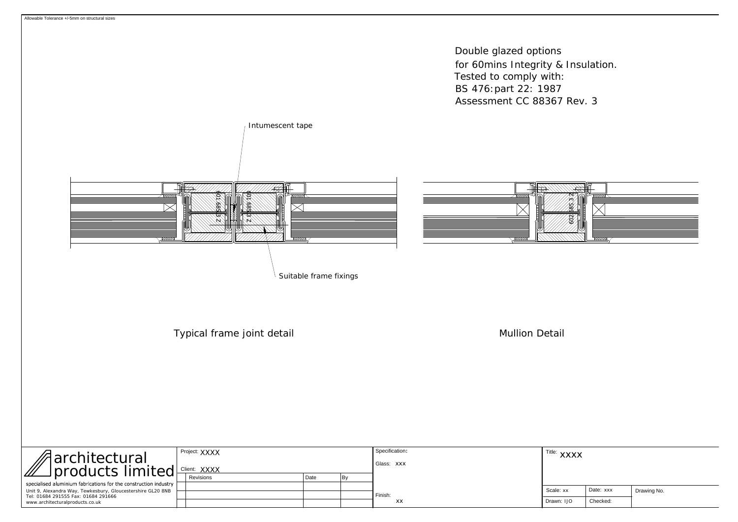Allowable Tolerance +/-5mm on structural sizes

Double glazed options
for 60mins Integrity & Insulation.
Tested to comply with:
BS 476:part 22: 1987
Assessment CC 88367 Rev. 3

Intumescent tape

601.685.3 Z

601.685.3 Z

602.685.3 Z

Suitable frame fixings

Typical frame joint detail

Mullion Detail

| architectural products limited | Project: XXXX | | | Specification: | Title: XXXX | | |
|---|---|---|---|---|---|---|---|
| specialised aluminium fabrications for the construction industry | Client: XXXX | | | Glass: XXX | | | |
| Unit 9, Alexandra Way, Tewkesbury, Gloucestershire GL20 8NB | Revisions | Date | By | | Scale: xx | Date: xxx | Drawing No. |
| Tel: 01684 291555 Fax: 01684 291666 | | | | Finish: | | | |
| www.architecturalproducts.co.uk | | | | xx | Drawn: IJO | Checked: | |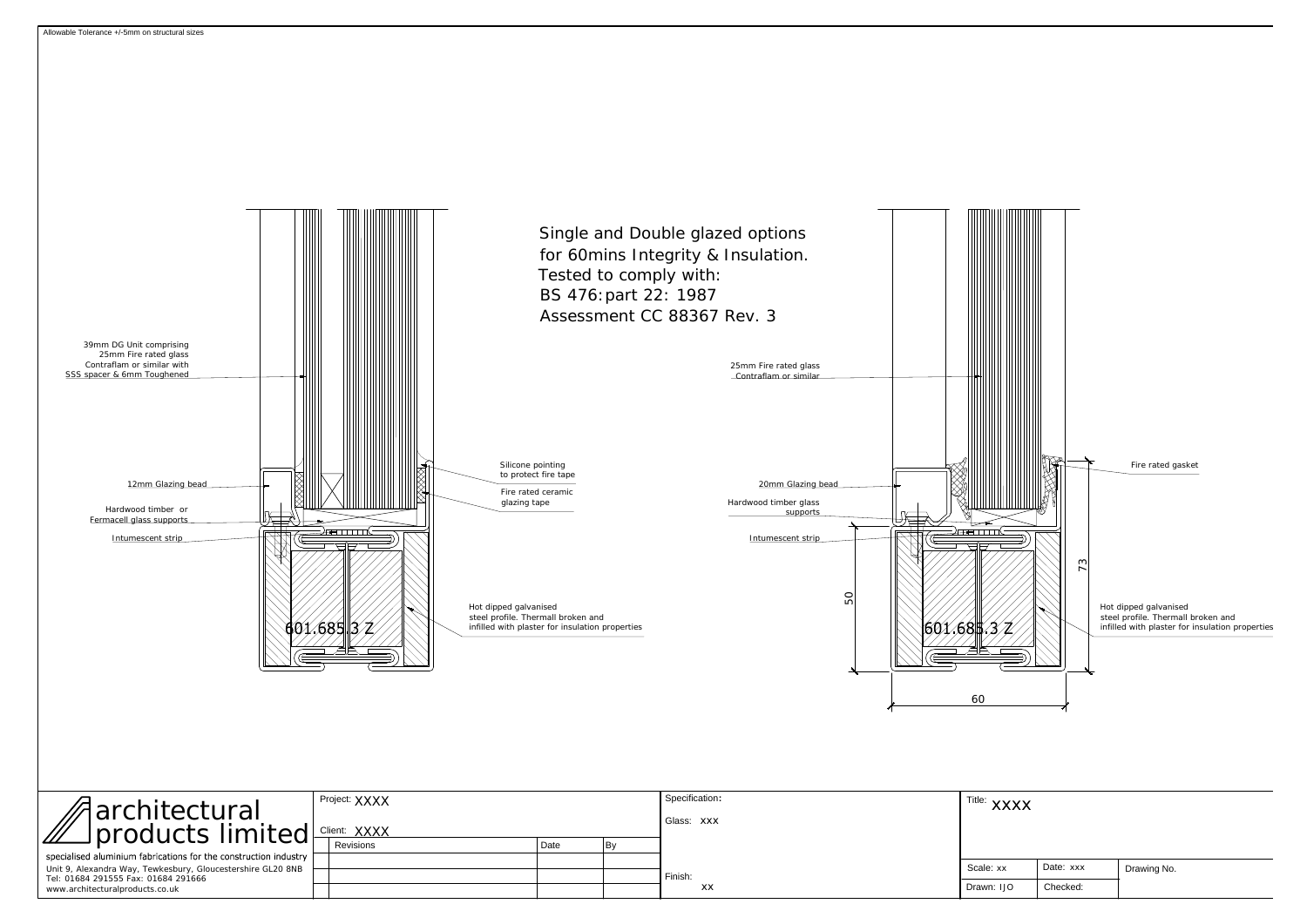Allowable Tolerance +/-5mm on structural sizes

Single and Double glazed options
for 60mins Integrity & Insulation.
Tested to comply with:
BS 476:part 22: 1987
Assessment CC 88367 Rev. 3

39mm DG Unit comprising
25mm Fire rated glass
Contraflam or similar with
SSS spacer & 6mm Toughened

12mm Glazing bead

Hardwood timber or
Fermacell glass supports

Intumescent strip

Silicone pointing
to protect fire tape

Fire rated ceramic
glazing tape

Hot dipped galvanised
steel profile. Thermall broken and
infilled with plaster for insulation properties

601.685.3 Z

25mm Fire rated glass
Contraflam or similar

20mm Glazing bead

Hardwood timber glass
supports

Intumescent strip

Fire rated gasket

Hot dipped galvanised
steel profile. Thermall broken and
infilled with plaster for insulation properties

601.685.3 Z

50

73

60

architectural products limited
specialised aluminium fabrications for the construction industry
Unit 9, Alexandra Way, Tewkesbury, Gloucestershire GL20 8NB
Tel: 01684 291555 Fax: 01684 291666
www.architecturalproducts.co.uk

Project: XXXX

Client: XXXX

| Revisions | Date | By |
|---|---|---|
| | | |
| | | |
| | | |

Specification:

Glass: XXX

Finish:
XX

Title: XXXX

| Scale: xx | Date: xxx | Drawing No. |
|---|---|---|
| Drawn: IJO | Checked: | |